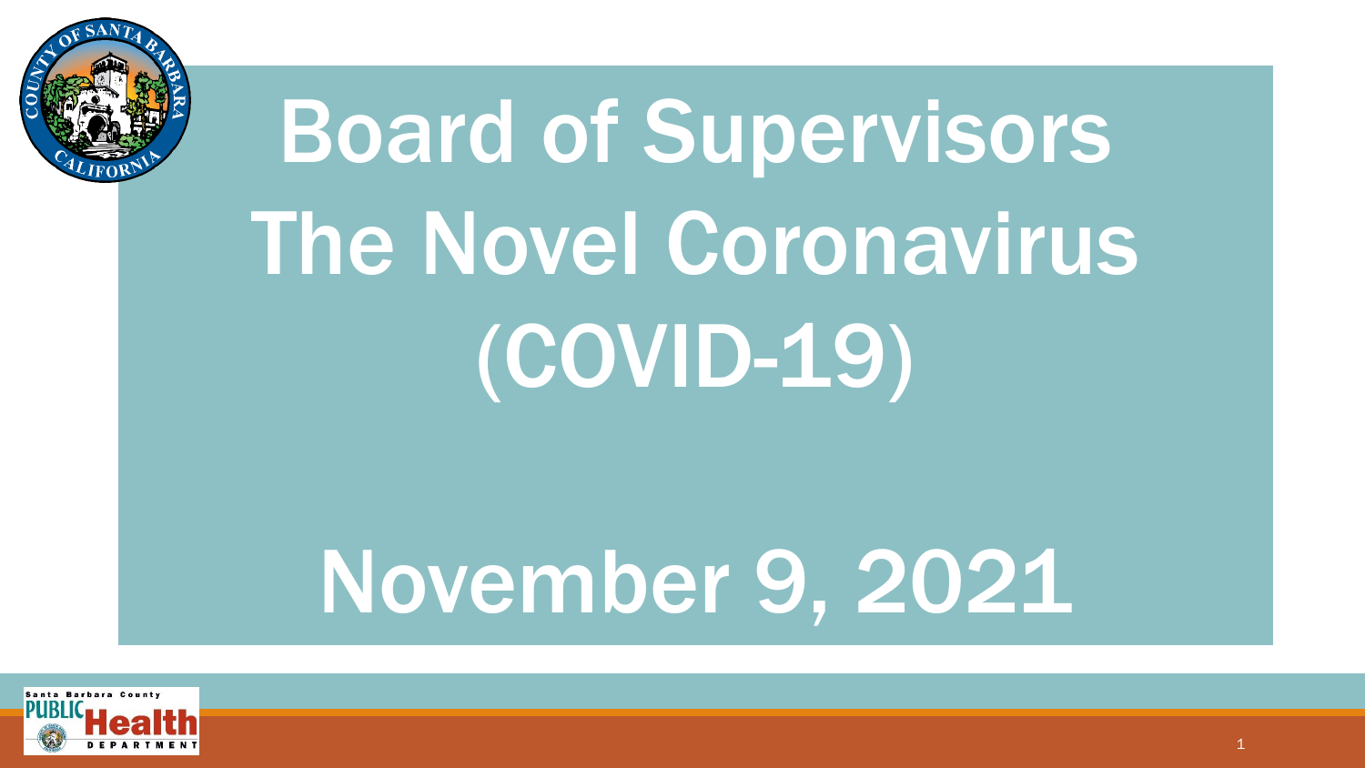# Board of Supervisors The Novel Coronavirus (COVID-19)

## November 9, 2021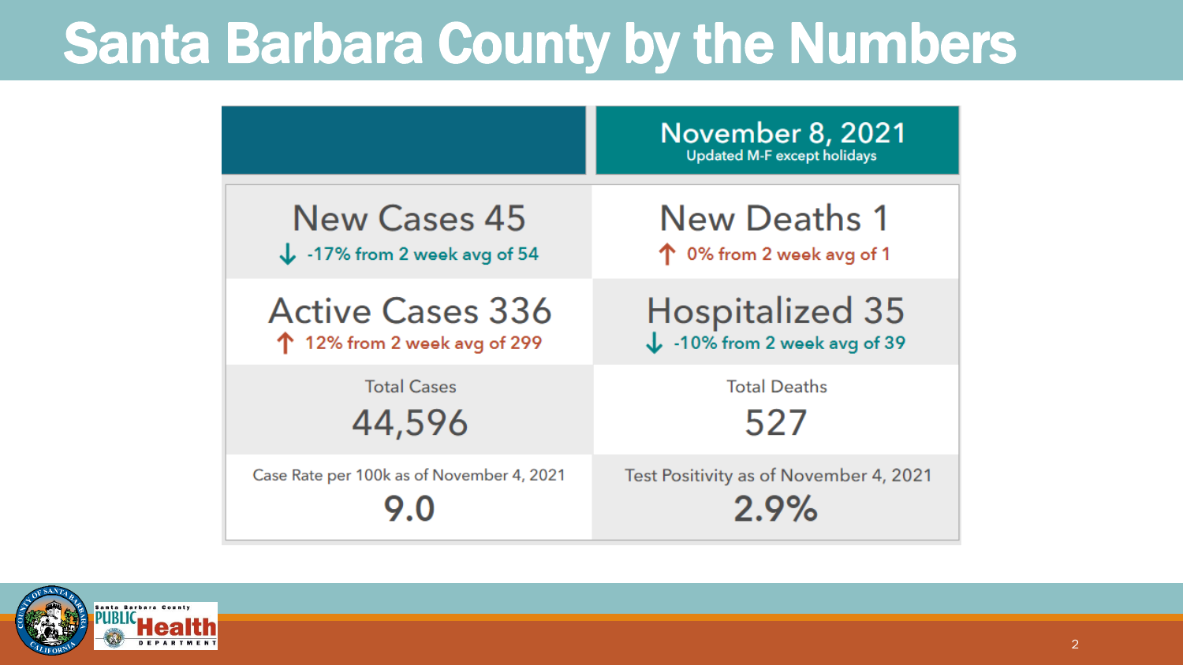# Santa Barbara County by the Numbers

| | November 8, 2021<br>Updated M-F except holidays |
|---|---|
| New Cases 45<br>↓ -17% from 2 week avg of 54 | New Deaths 1<br>↑ 0% from 2 week avg of 1 |
| Active Cases 336<br>↑ 12% from 2 week avg of 299 | Hospitalized 35<br>↓ -10% from 2 week avg of 39 |
| Total Cases<br>44,596 | Total Deaths<br>527 |
| Case Rate per 100k as of November 4, 2021<br>9.0 | Test Positivity as of November 4, 2021<br>2.9% |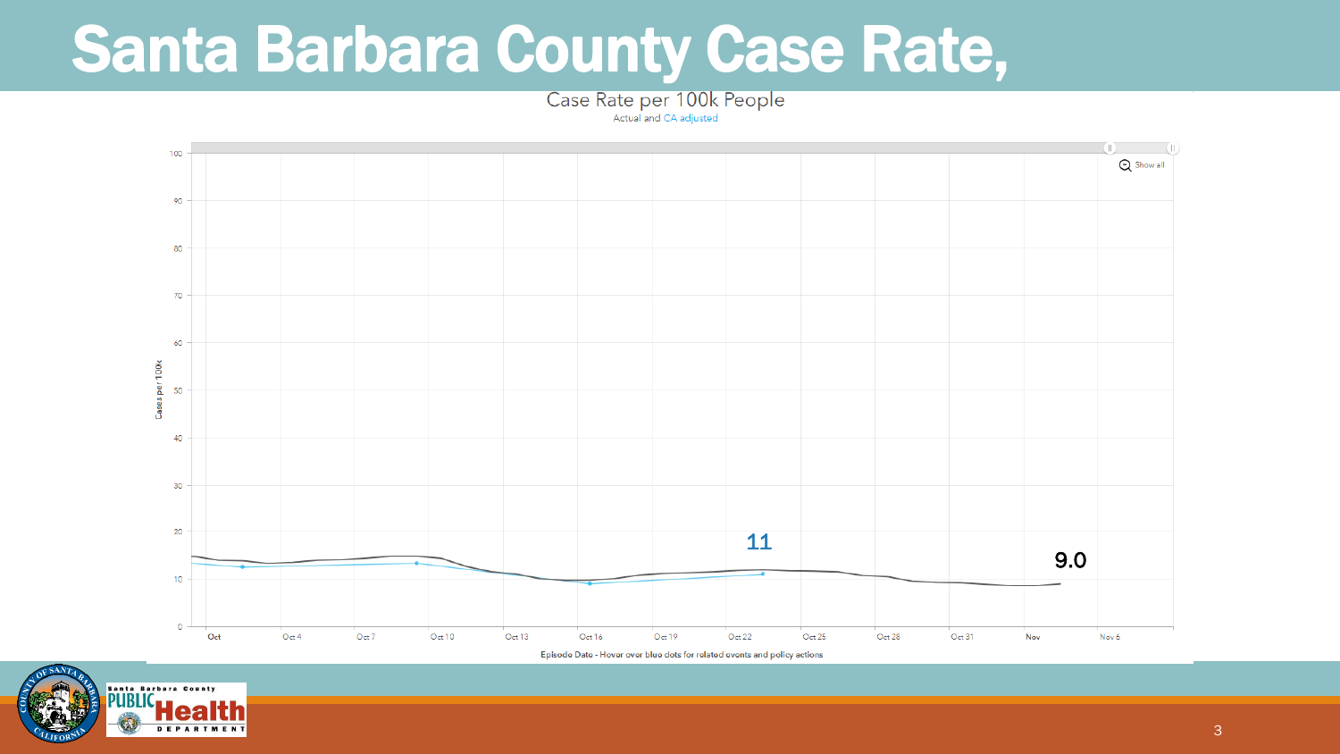# Santa Barbara County Case Rate,

Case Rate per 100k People

Actual and CA adjusted

100

90

80

70

60

50

40

30

20

10

0

Cases per 100k

Show all

11

9.0

Oct Oct 4 Oct 7 Oct 10 Oct 13 Oct 16 Oct 19 Oct 22 Oct 25 Oct 28 Oct 31 Nov Nov 6

Episode Date - Hover over blue dots for related events and policy actions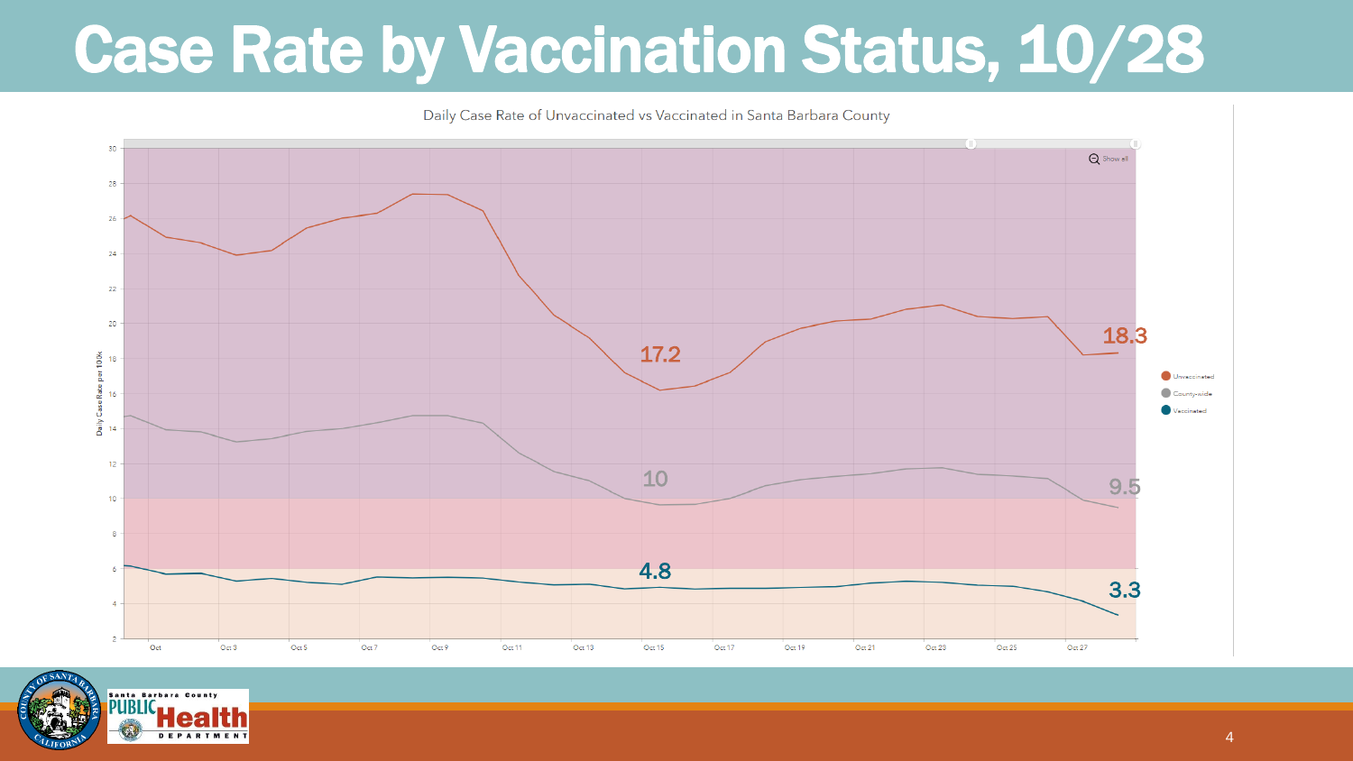# Case Rate by Vaccination Status, 10/28

Daily Case Rate of Unvaccinated vs Vaccinated in Santa Barbara County

Daily Case Rate per 100k

17.2

18.3

10

9.5

4.8

3.3

Unvaccinated

County-wide

Vaccinated

Oct, Oct 3, Oct 5, Oct 7, Oct 9, Oct 11, Oct 13, Oct 15, Oct 17, Oct 19, Oct 21, Oct 23, Oct 25, Oct 27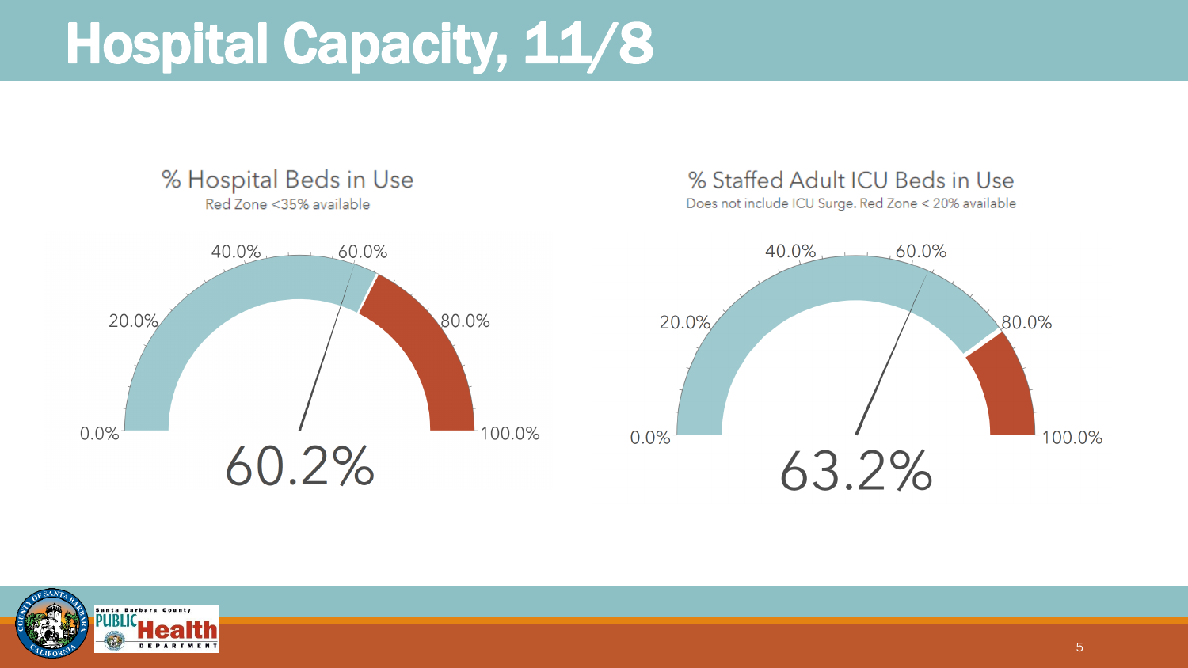# Hospital Capacity, 11/8

## % Hospital Beds in Use

Red Zone <35% available

0.0% 20.0% 40.0% 60.0% 80.0% 100.0%

60.2%

## % Staffed Adult ICU Beds in Use

Does not include ICU Surge. Red Zone < 20% available

0.0% 20.0% 40.0% 60.0% 80.0% 100.0%

63.2%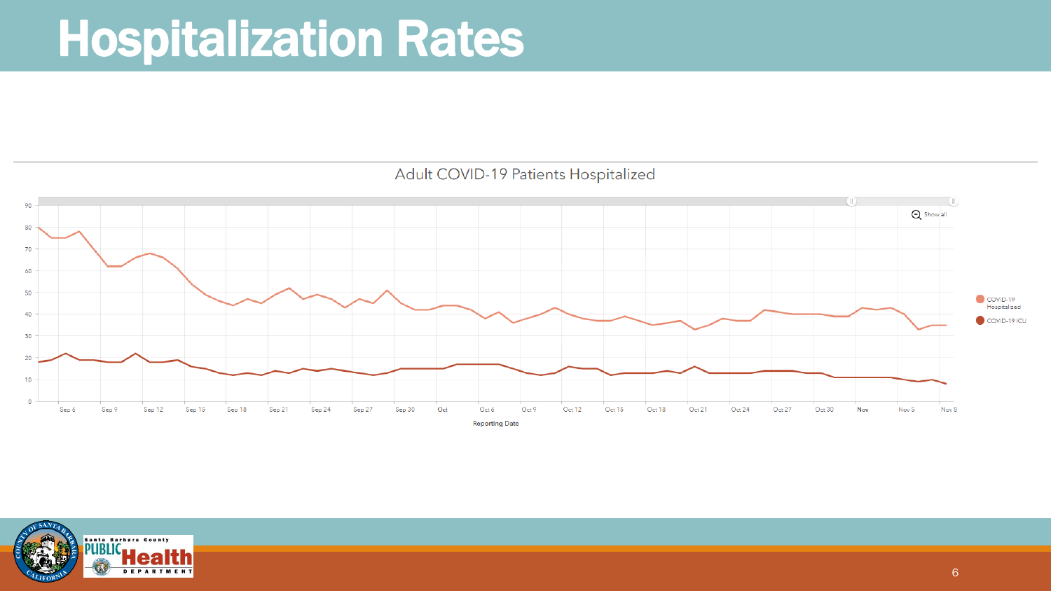# Hospitalization Rates

Adult COVID-19 Patients Hospitalized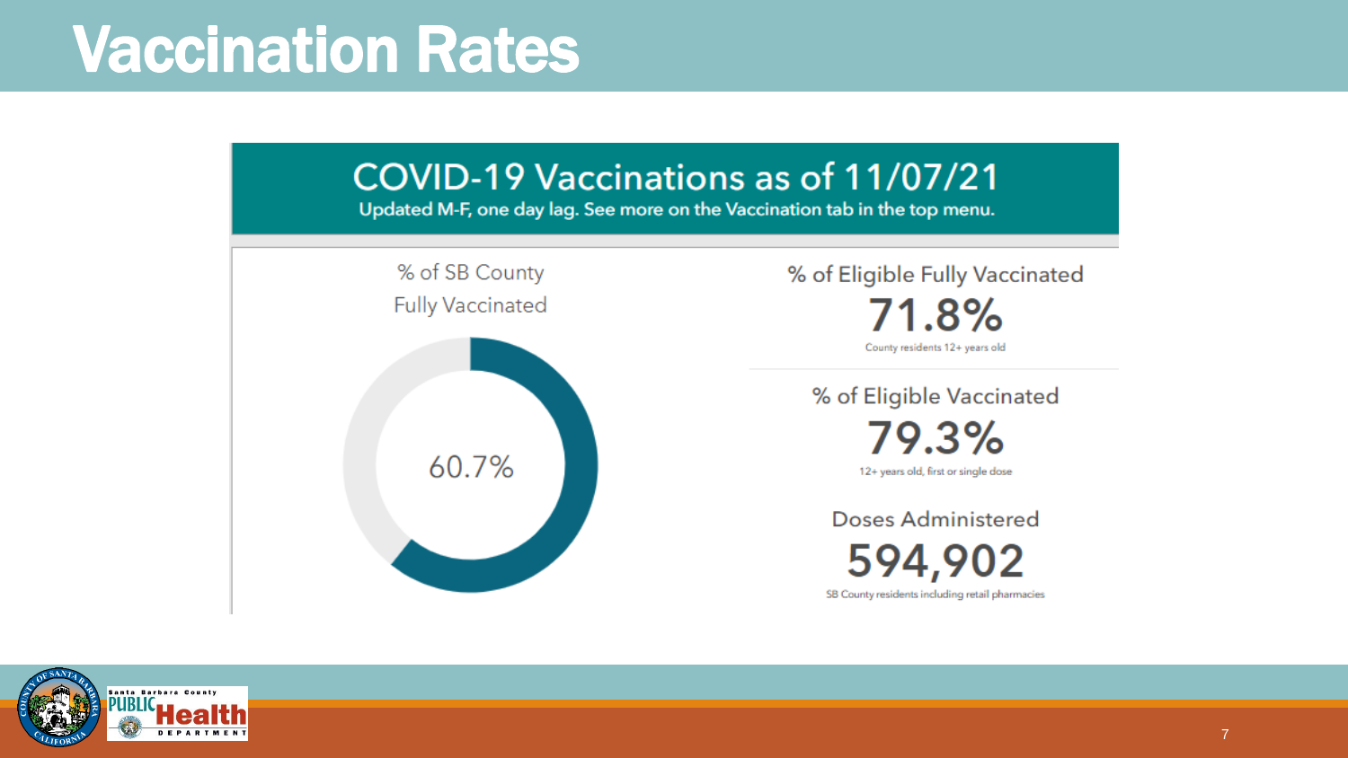# Vaccination Rates

## COVID-19 Vaccinations as of 11/07/21

Updated M-F, one day lag. See more on the Vaccination tab in the top menu.

% of SB County Fully Vaccinated

60.7%

% of Eligible Fully Vaccinated

**71.8%**

County residents 12+ years old

% of Eligible Vaccinated

**79.3%**

12+ years old, first or single dose

Doses Administered

**594,902**

SB County residents including retail pharmacies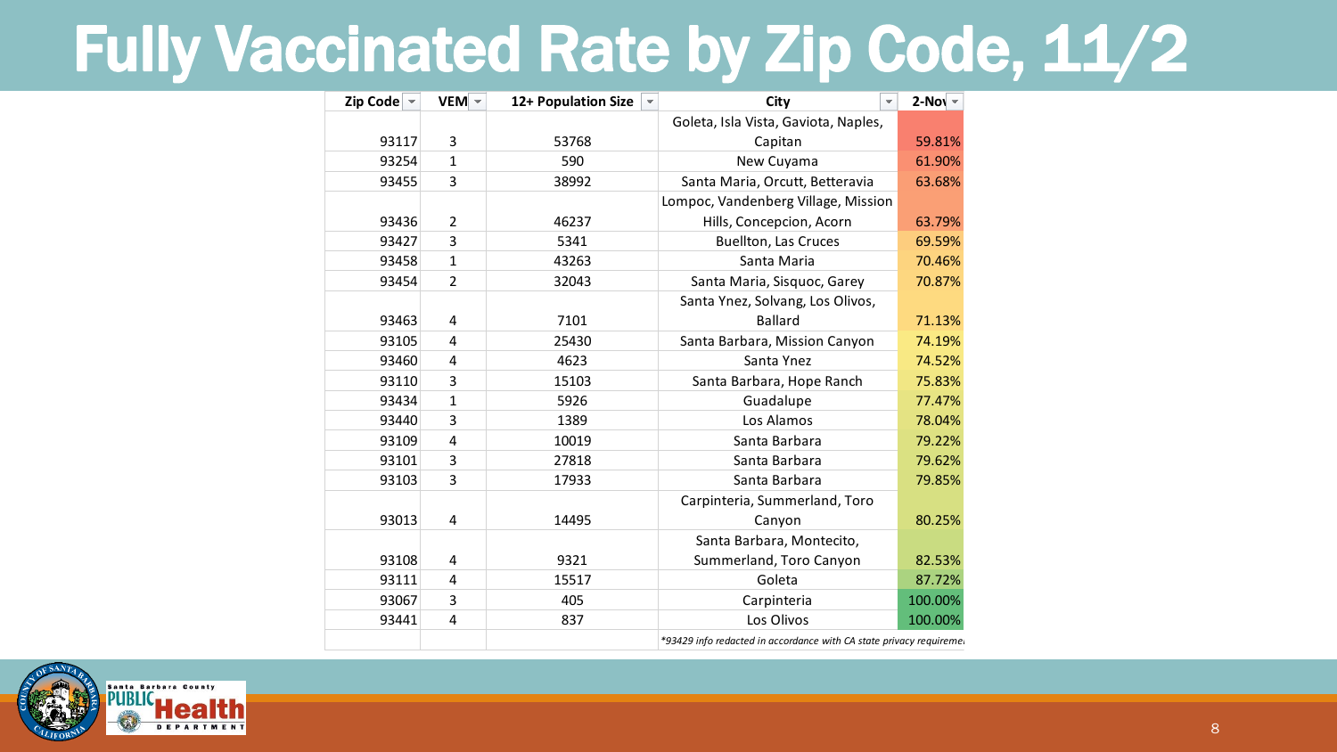# Fully Vaccinated Rate by Zip Code, 11/2

| Zip Code | VEM | 12+ Population Size | City | 2-Nov |
|---|---|---|---|---|
| 93117 | 3 | 53768 | Goleta, Isla Vista, Gaviota, Naples, Capitan | 59.81% |
| 93254 | 1 | 590 | New Cuyama | 61.90% |
| 93455 | 3 | 38992 | Santa Maria, Orcutt, Betteravia | 63.68% |
| 93436 | 2 | 46237 | Lompoc, Vandenberg Village, Mission Hills, Concepcion, Acorn | 63.79% |
| 93427 | 3 | 5341 | Buellton, Las Cruces | 69.59% |
| 93458 | 1 | 43263 | Santa Maria | 70.46% |
| 93454 | 2 | 32043 | Santa Maria, Sisquoc, Garey | 70.87% |
| 93463 | 4 | 7101 | Santa Ynez, Solvang, Los Olivos, Ballard | 71.13% |
| 93105 | 4 | 25430 | Santa Barbara, Mission Canyon | 74.19% |
| 93460 | 4 | 4623 | Santa Ynez | 74.52% |
| 93110 | 3 | 15103 | Santa Barbara, Hope Ranch | 75.83% |
| 93434 | 1 | 5926 | Guadalupe | 77.47% |
| 93440 | 3 | 1389 | Los Alamos | 78.04% |
| 93109 | 4 | 10019 | Santa Barbara | 79.22% |
| 93101 | 3 | 27818 | Santa Barbara | 79.62% |
| 93103 | 3 | 17933 | Santa Barbara | 79.85% |
| 93013 | 4 | 14495 | Carpinteria, Summerland, Toro Canyon | 80.25% |
| 93108 | 4 | 9321 | Santa Barbara, Montecito, Summerland, Toro Canyon | 82.53% |
| 93111 | 4 | 15517 | Goleta | 87.72% |
| 93067 | 3 | 405 | Carpinteria | 100.00% |
| 93441 | 4 | 837 | Los Olivos | 100.00% |
| | | | *\*93429 info redacted in accordance with CA state privacy requireme* | |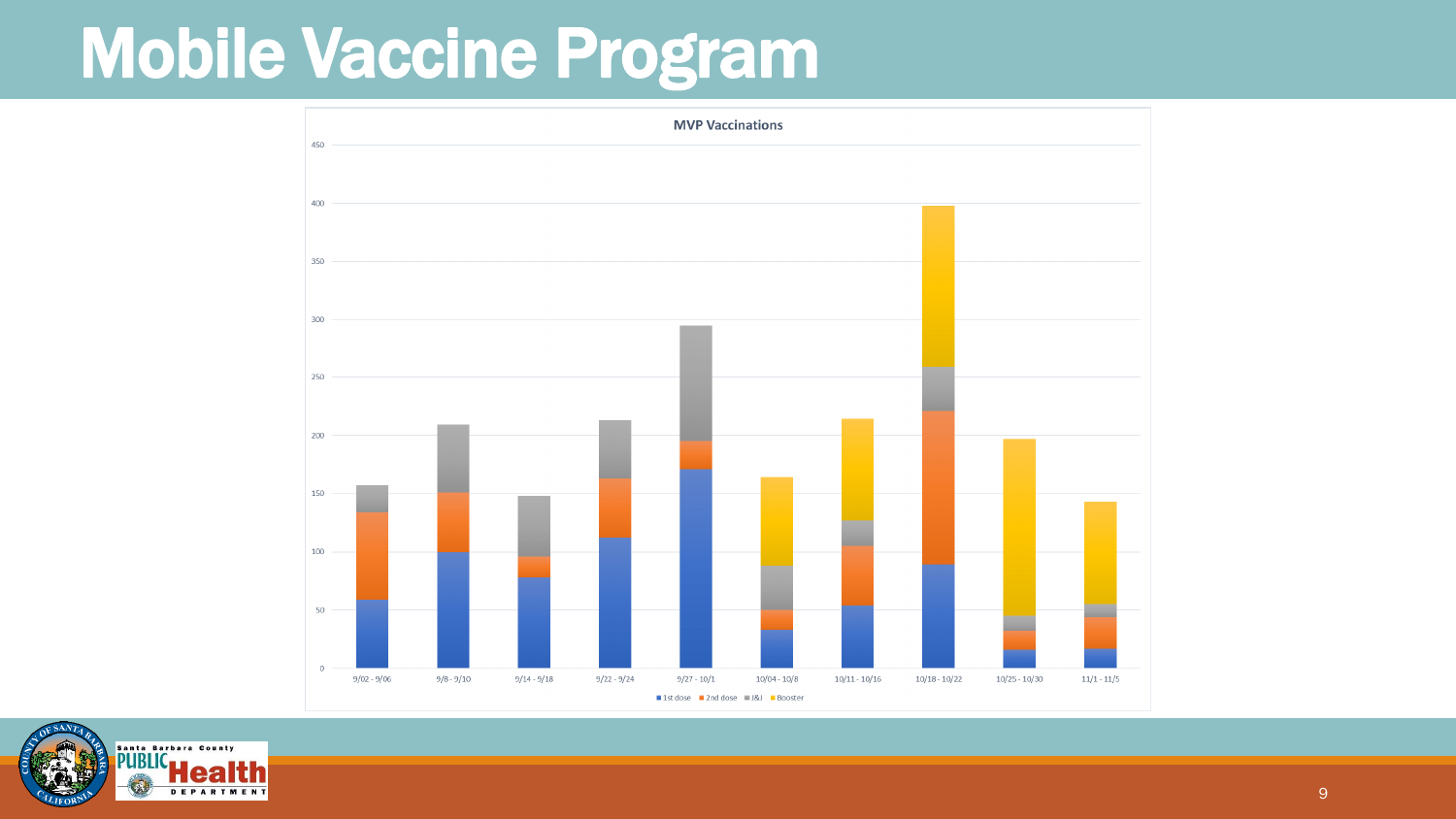# Mobile Vaccine Program

**MVP Vaccinations**

450

400

350

300

250

200

150

100

50

0

9/02 - 9/06 | 9/8 - 9/10 | 9/14 - 9/18 | 9/22 - 9/24 | 9/27 - 10/1 | 10/04 - 10/8 | 10/11 - 10/16 | 10/18 - 10/22 | 10/25 - 10/30 | 11/1 - 11/5

■ 1st dose ■ 2nd dose ■ J&J ■ Booster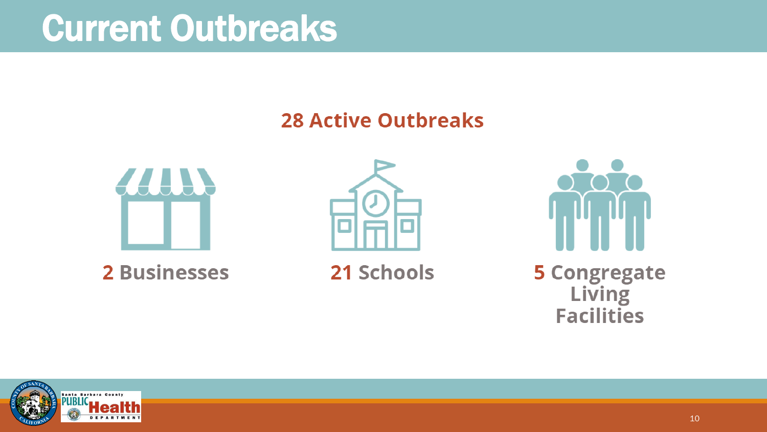# Current Outbreaks

**28 Active Outbreaks**

**2 Businesses**

**21 Schools**

**5 Congregate Living Facilities**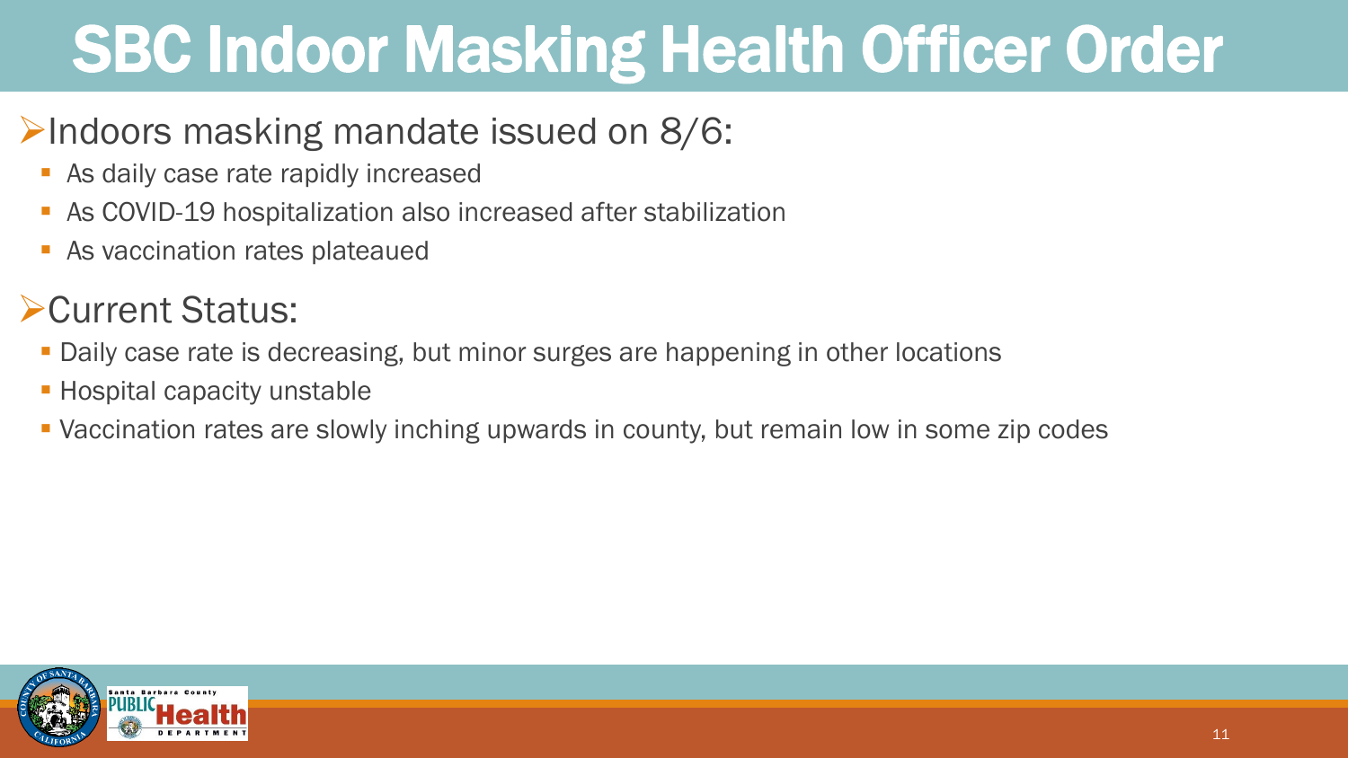# SBC Indoor Masking Health Officer Order

- Indoors masking mandate issued on 8/6:
  - As daily case rate rapidly increased
  - As COVID-19 hospitalization also increased after stabilization
  - As vaccination rates plateaued
- Current Status:
  - Daily case rate is decreasing, but minor surges are happening in other locations
  - Hospital capacity unstable
  - Vaccination rates are slowly inching upwards in county, but remain low in some zip codes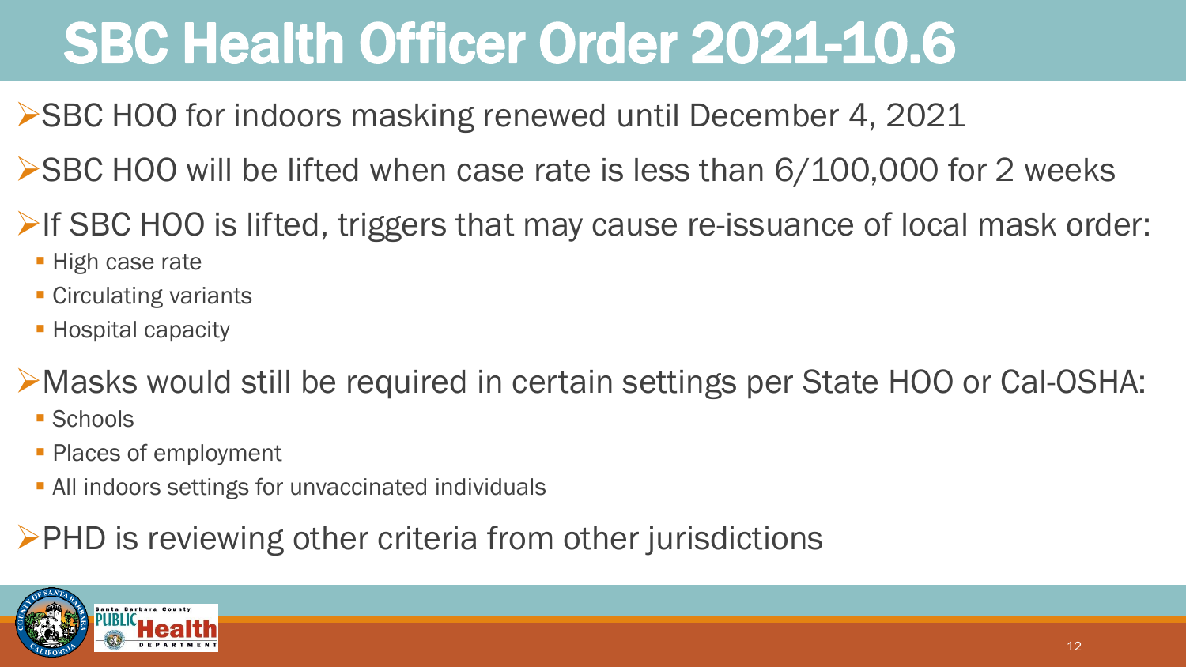# SBC Health Officer Order 2021-10.6

- SBC HOO for indoors masking renewed until December 4, 2021
- SBC HOO will be lifted when case rate is less than 6/100,000 for 2 weeks
- If SBC HOO is lifted, triggers that may cause re-issuance of local mask order:
  - High case rate
  - Circulating variants
  - Hospital capacity
- Masks would still be required in certain settings per State HOO or Cal-OSHA:
  - Schools
  - Places of employment
  - All indoors settings for unvaccinated individuals
- PHD is reviewing other criteria from other jurisdictions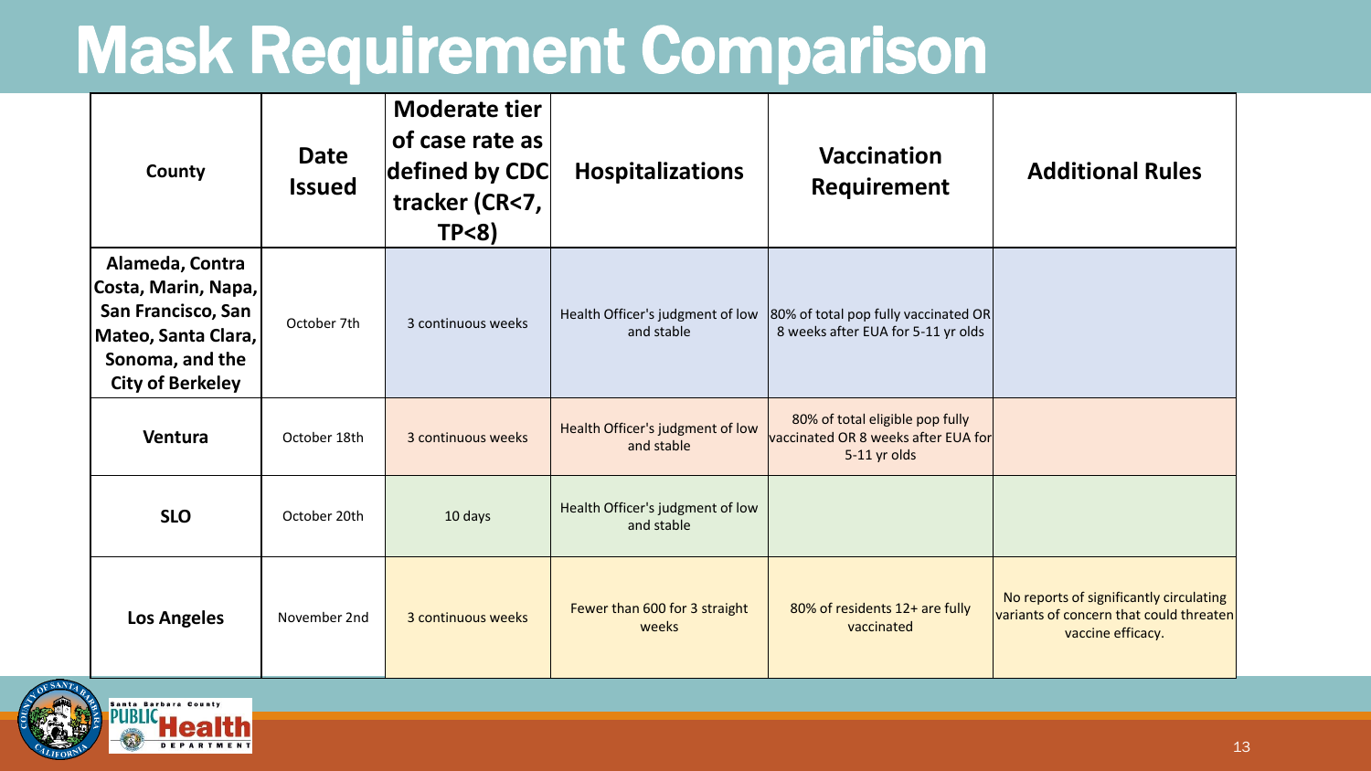# Mask Requirement Comparison

| County | Date Issued | Moderate tier of case rate as defined by CDC tracker (CR<7, TP<8) | Hospitalizations | Vaccination Requirement | Additional Rules |
|---|---|---|---|---|---|
| **Alameda, Contra Costa, Marin, Napa, San Francisco, San Mateo, Santa Clara, Sonoma, and the City of Berkeley** | October 7th | 3 continuous weeks | Health Officer's judgment of low and stable | 80% of total pop fully vaccinated OR 8 weeks after EUA for 5-11 yr olds | |
| **Ventura** | October 18th | 3 continuous weeks | Health Officer's judgment of low and stable | 80% of total eligible pop fully vaccinated OR 8 weeks after EUA for 5-11 yr olds | |
| **SLO** | October 20th | 10 days | Health Officer's judgment of low and stable | | |
| **Los Angeles** | November 2nd | 3 continuous weeks | Fewer than 600 for 3 straight weeks | 80% of residents 12+ are fully vaccinated | No reports of significantly circulating variants of concern that could threaten vaccine efficacy. |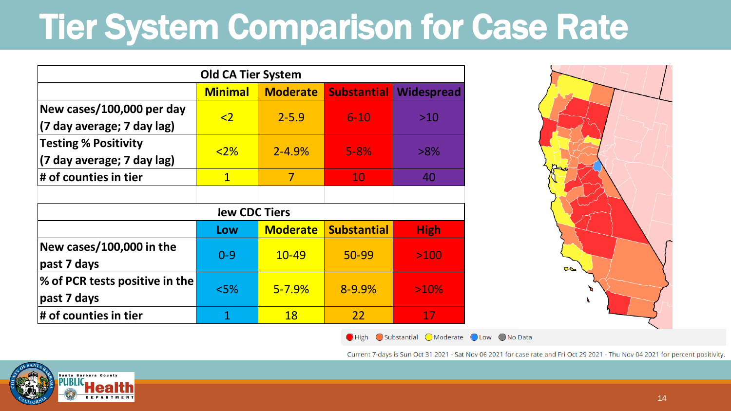# Tier System Comparison for Case Rate

| Old CA Tier System | | | | |
|---|---|---|---|---|
| | **Minimal** | **Moderate** | **Substantial** | **Widespread** |
| **New cases/100,000 per day (7 day average; 7 day lag)** | <2 | 2-5.9 | 6-10 | >10 |
| **Testing % Positivity (7 day average; 7 day lag)** | <2% | 2-4.9% | 5-8% | >8% |
| **# of counties in tier** | 1 | 7 | 10 | 40 |

| lew CDC Tiers | | | | |
|---|---|---|---|---|
| | **Low** | **Moderate** | **Substantial** | **High** |
| **New cases/100,000 in the past 7 days** | 0-9 | 10-49 | 50-99 | >100 |
| **% of PCR tests positive in the past 7 days** | <5% | 5-7.9% | 8-9.9% | >10% |
| **# of counties in tier** | 1 | 18 | 22 | 17 |

High · Substantial · Moderate · Low · No Data

Current 7-days is Sun Oct 31 2021 - Sat Nov 06 2021 for case rate and Fri Oct 29 2021 - Thu Nov 04 2021 for percent positivity.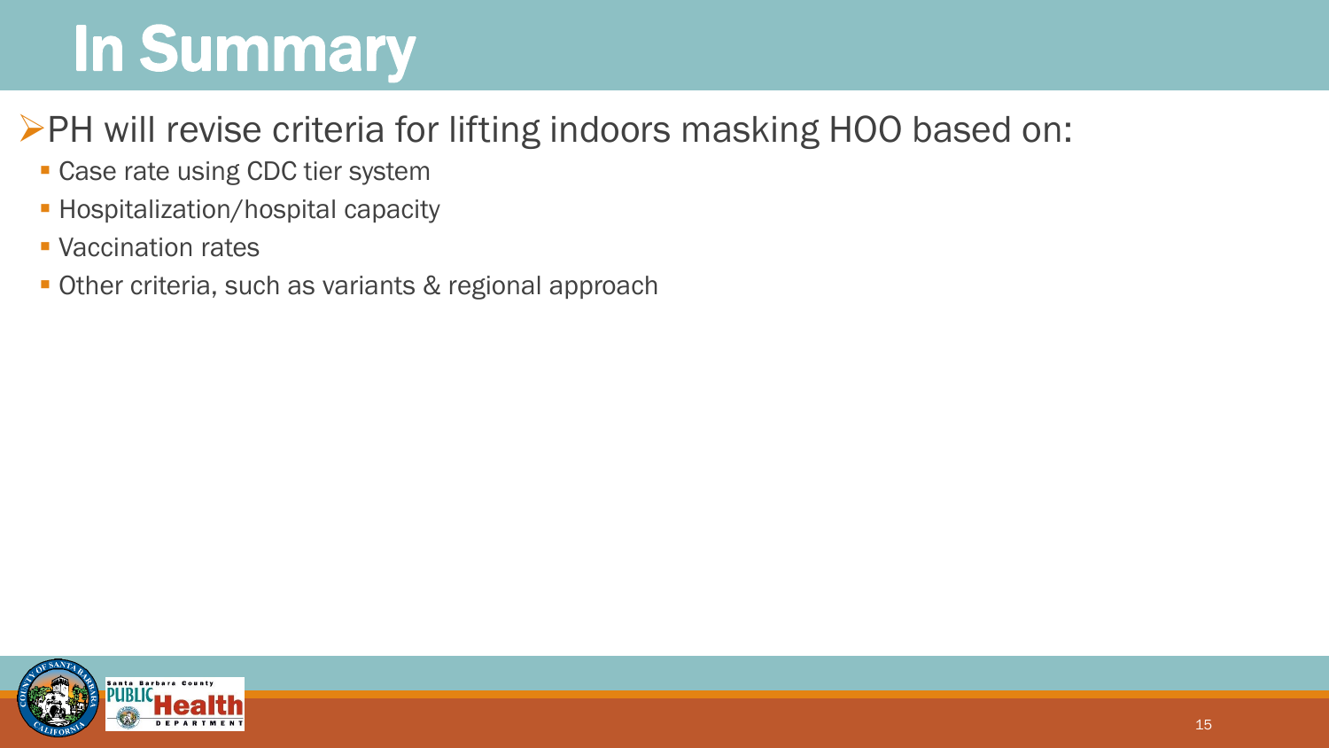# In Summary

- PH will revise criteria for lifting indoors masking HOO based on:
  - Case rate using CDC tier system
  - Hospitalization/hospital capacity
  - Vaccination rates
  - Other criteria, such as variants & regional approach